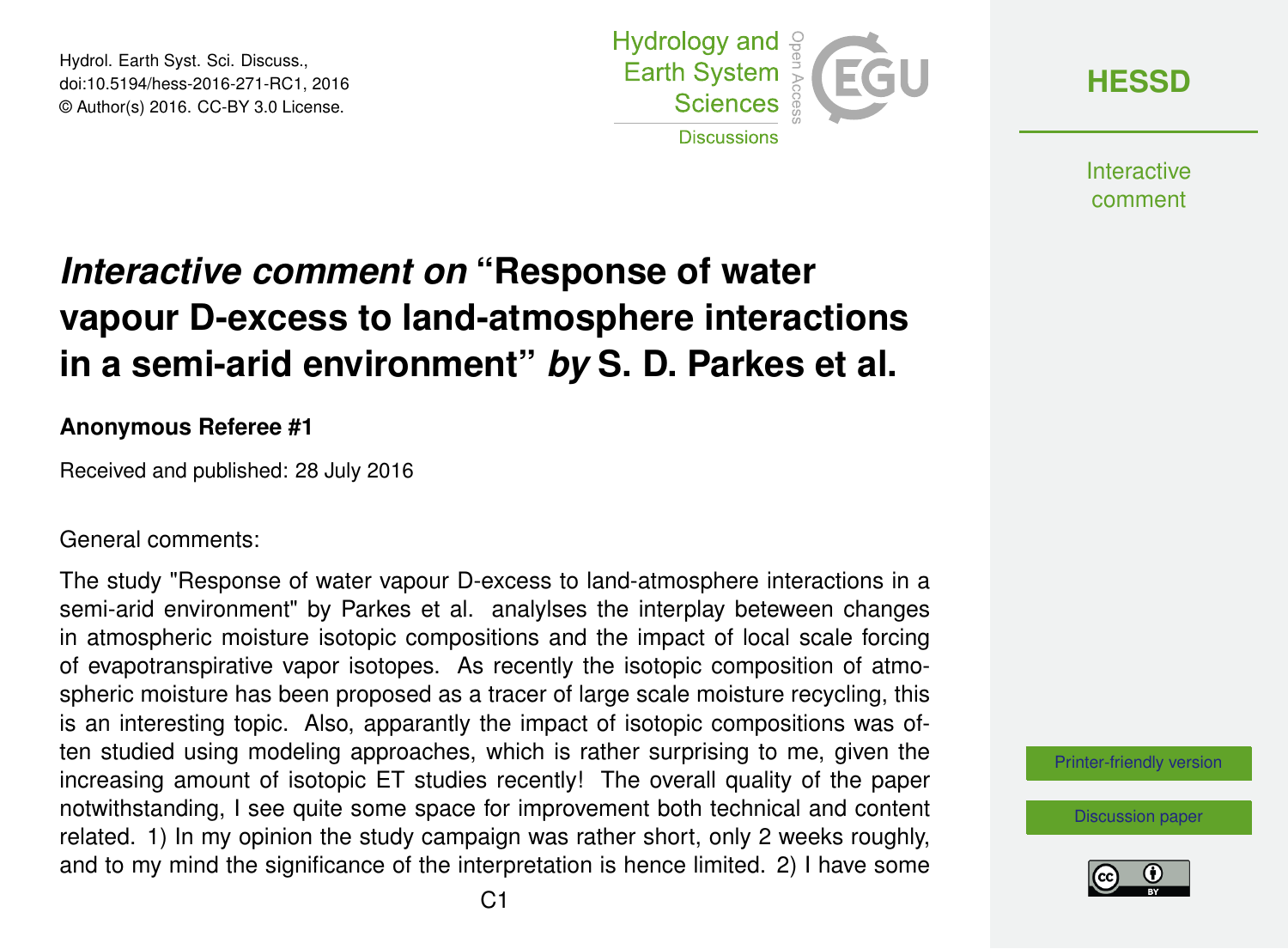# *Interactive comment on* "Response of water vapour D-excess to land-atmosphere interactions in a semi-arid environment" *by* S. D. Parkes et al.

**Anonymous Referee #1**

Received and published: 28 July 2016

General comments:

The study "Response of water vapour D-excess to land-atmosphere interactions in a semi-arid environment" by Parkes et al. analylses the interplay beteween changes in atmospheric moisture isotopic compositions and the impact of local scale forcing of evapotranspirative vapor isotopes. As recently the isotopic composition of atmospheric moisture has been proposed as a tracer of large scale moisture recycling, this is an interesting topic. Also, apparantly the impact of isotopic compositions was often studied using modeling approaches, which is rather surprising to me, given the increasing amount of isotopic ET studies recently! The overall quality of the paper notwithstanding, I see quite some space for improvement both technical and content related. 1) In my opinion the study campaign was rather short, only 2 weeks roughly, and to my mind the significance of the interpretation is hence limited. 2) I have some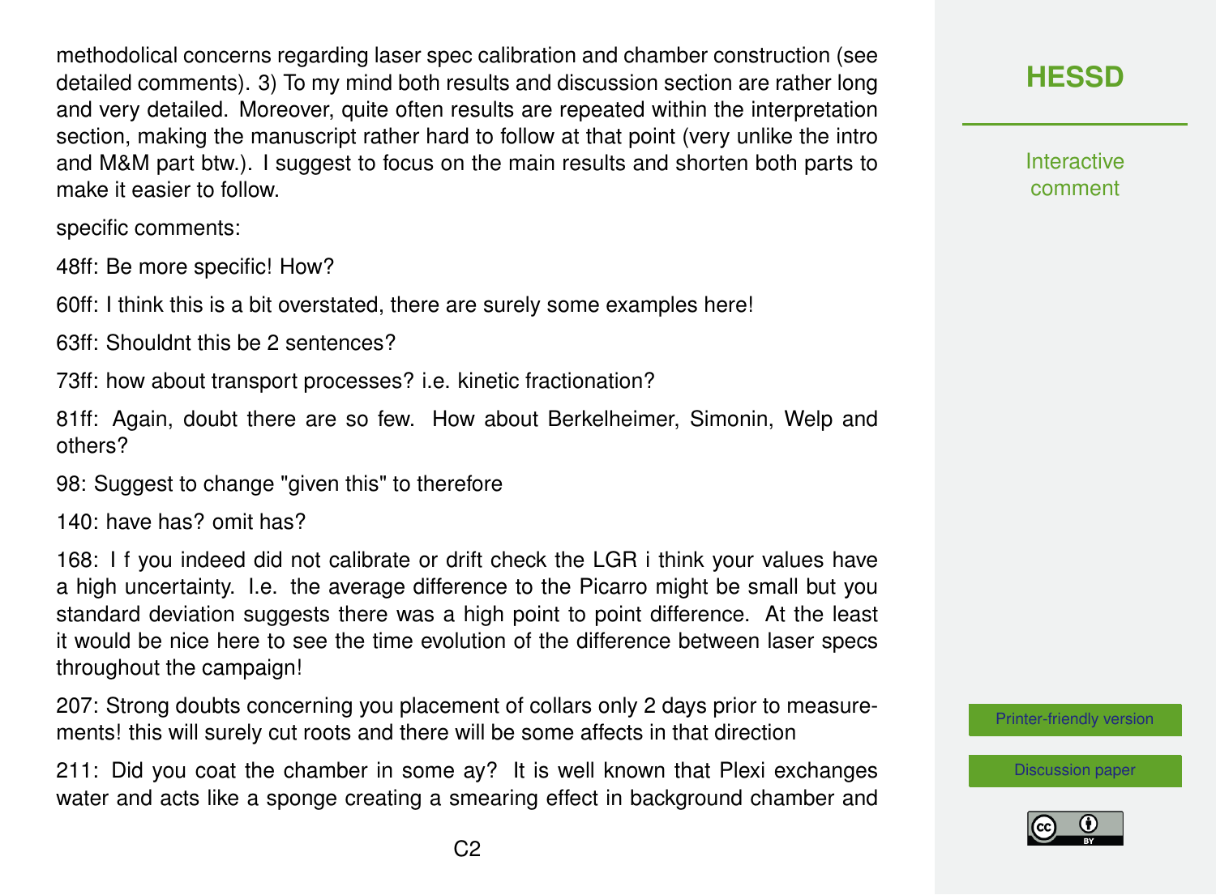methodolical concerns regarding laser spec calibration and chamber construction (see detailed comments). 3) To my mind both results and discussion section are rather long and very detailed. Moreover, quite often results are repeated within the interpretation section, making the manuscript rather hard to follow at that point (very unlike the intro and M&M part btw.). I suggest to focus on the main results and shorten both parts to make it easier to follow.

specific comments:

48ff: Be more specific! How?

60ff: I think this is a bit overstated, there are surely some examples here!

63ff: Shouldnt this be 2 sentences?

73ff: how about transport processes? i.e. kinetic fractionation?

81ff: Again, doubt there are so few. How about Berkelheimer, Simonin, Welp and others?

98: Suggest to change "given this" to therefore

140: have has? omit has?

168: I f you indeed did not calibrate or drift check the LGR i think your values have a high uncertainty. I.e. the average difference to the Picarro might be small but you standard deviation suggests there was a high point to point difference. At the least it would be nice here to see the time evolution of the difference between laser specs throughout the campaign!

207: Strong doubts concerning you placement of collars only 2 days prior to measurements! this will surely cut roots and there will be some affects in that direction

211: Did you coat the chamber in some ay? It is well known that Plexi exchanges water and acts like a sponge creating a smearing effect in background chamber and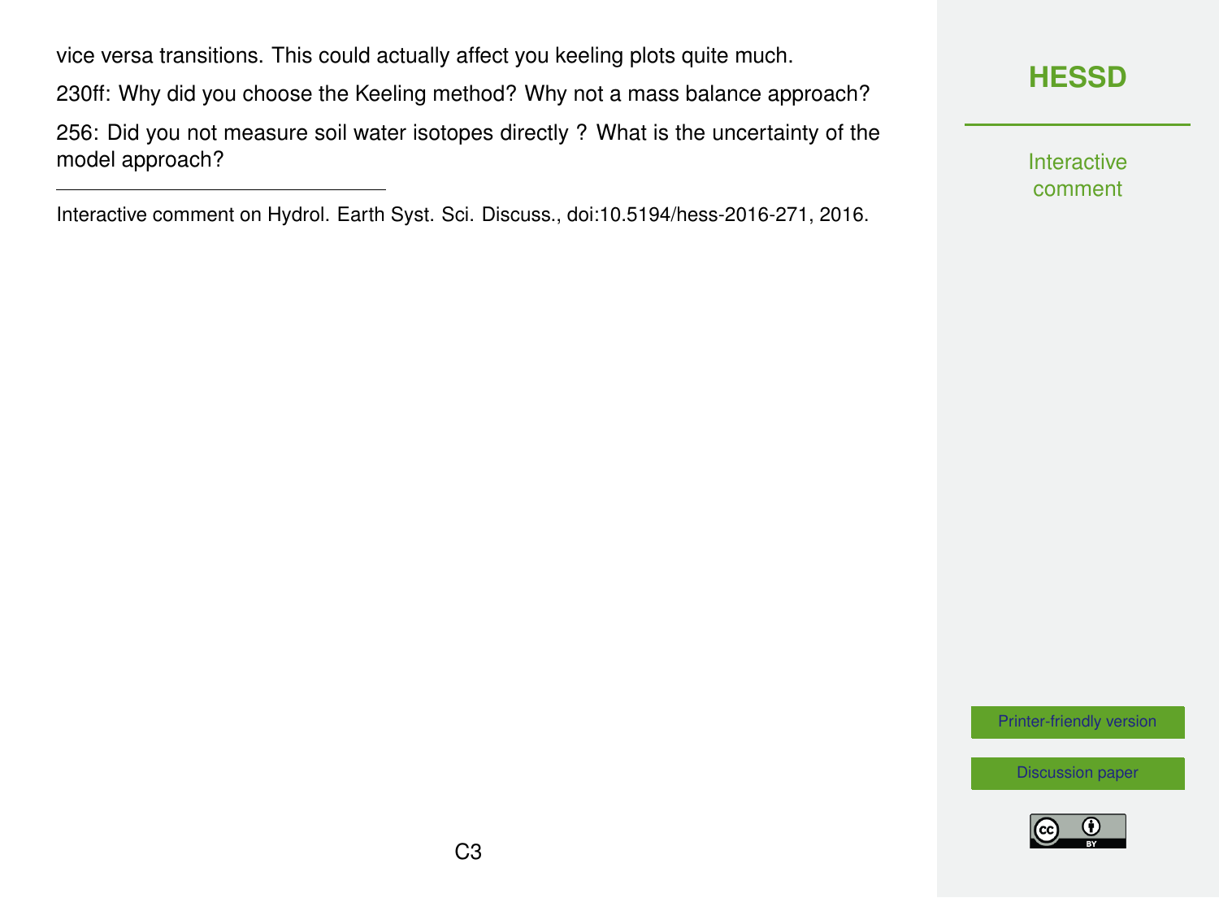vice versa transitions. This could actually affect you keeling plots quite much.

230ff: Why did you choose the Keeling method? Why not a mass balance approach?

256: Did you not measure soil water isotopes directly ? What is the uncertainty of the model approach?

---

Interactive comment on Hydrol. Earth Syst. Sci. Discuss., doi:10.5194/hess-2016-271, 2016.